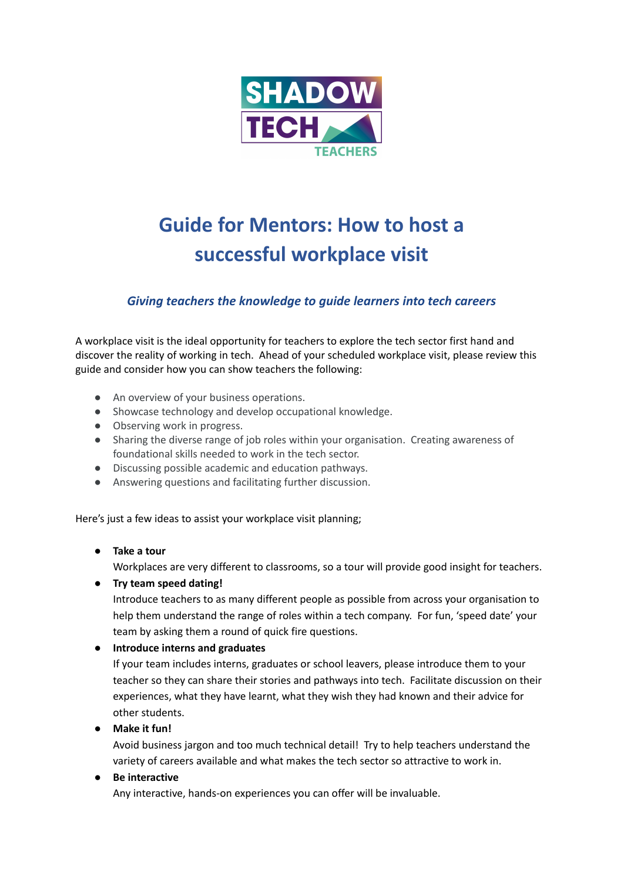SHADOW TECH TEACHERS

# Guide for Mentors: How to host a successful workplace visit

***Giving teachers the knowledge to guide learners into tech careers***

A workplace visit is the ideal opportunity for teachers to explore the tech sector first hand and discover the reality of working in tech. Ahead of your scheduled workplace visit, please review this guide and consider how you can show teachers the following:

- An overview of your business operations.
- Showcase technology and develop occupational knowledge.
- Observing work in progress.
- Sharing the diverse range of job roles within your organisation. Creating awareness of foundational skills needed to work in the tech sector.
- Discussing possible academic and education pathways.
- Answering questions and facilitating further discussion.

Here's just a few ideas to assist your workplace visit planning;

- **Take a tour**
  Workplaces are very different to classrooms, so a tour will provide good insight for teachers.
- **Try team speed dating!**
  Introduce teachers to as many different people as possible from across your organisation to help them understand the range of roles within a tech company. For fun, 'speed date' your team by asking them a round of quick fire questions.
- **Introduce interns and graduates**
  If your team includes interns, graduates or school leavers, please introduce them to your teacher so they can share their stories and pathways into tech. Facilitate discussion on their experiences, what they have learnt, what they wish they had known and their advice for other students.
- **Make it fun!**
  Avoid business jargon and too much technical detail! Try to help teachers understand the variety of careers available and what makes the tech sector so attractive to work in.
- **Be interactive**
  Any interactive, hands-on experiences you can offer will be invaluable.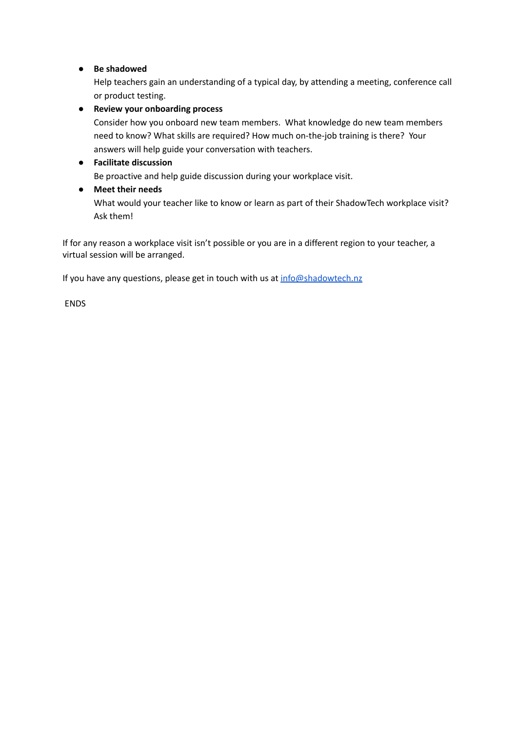- **Be shadowed**
  Help teachers gain an understanding of a typical day, by attending a meeting, conference call or product testing.
- **Review your onboarding process**
  Consider how you onboard new team members. What knowledge do new team members need to know? What skills are required? How much on-the-job training is there? Your answers will help guide your conversation with teachers.
- **Facilitate discussion**
  Be proactive and help guide discussion during your workplace visit.
- **Meet their needs**
  What would your teacher like to know or learn as part of their ShadowTech workplace visit? Ask them!

If for any reason a workplace visit isn't possible or you are in a different region to your teacher, a virtual session will be arranged.

If you have any questions, please get in touch with us at [info@shadowtech.nz](mailto:info@shadowtech.nz)

ENDS